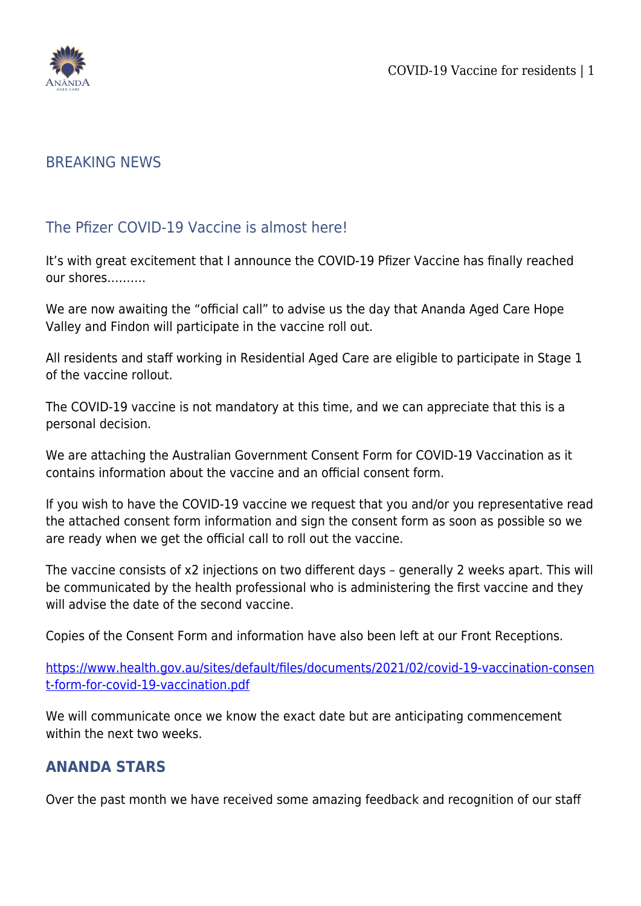## BREAKING NEWS

## The Pfizer COVID-19 Vaccine is almost here!

It's with great excitement that I announce the COVID-19 Pfizer Vaccine has finally reached our shores……….

We are now awaiting the "official call" to advise us the day that Ananda Aged Care Hope Valley and Findon will participate in the vaccine roll out.

All residents and staff working in Residential Aged Care are eligible to participate in Stage 1 of the vaccine rollout.

The COVID-19 vaccine is not mandatory at this time, and we can appreciate that this is a personal decision.

We are attaching the Australian Government Consent Form for COVID-19 Vaccination as it contains information about the vaccine and an official consent form.

If you wish to have the COVID-19 vaccine we request that you and/or you representative read the attached consent form information and sign the consent form as soon as possible so we are ready when we get the official call to roll out the vaccine.

The vaccine consists of x2 injections on two different days – generally 2 weeks apart. This will be communicated by the health professional who is administering the first vaccine and they will advise the date of the second vaccine.

Copies of the Consent Form and information have also been left at our Front Receptions.

https://www.health.gov.au/sites/default/files/documents/2021/02/covid-19-vaccination-consent-form-for-covid-19-vaccination.pdf

We will communicate once we know the exact date but are anticipating commencement within the next two weeks.

### ANANDA STARS

Over the past month we have received some amazing feedback and recognition of our staff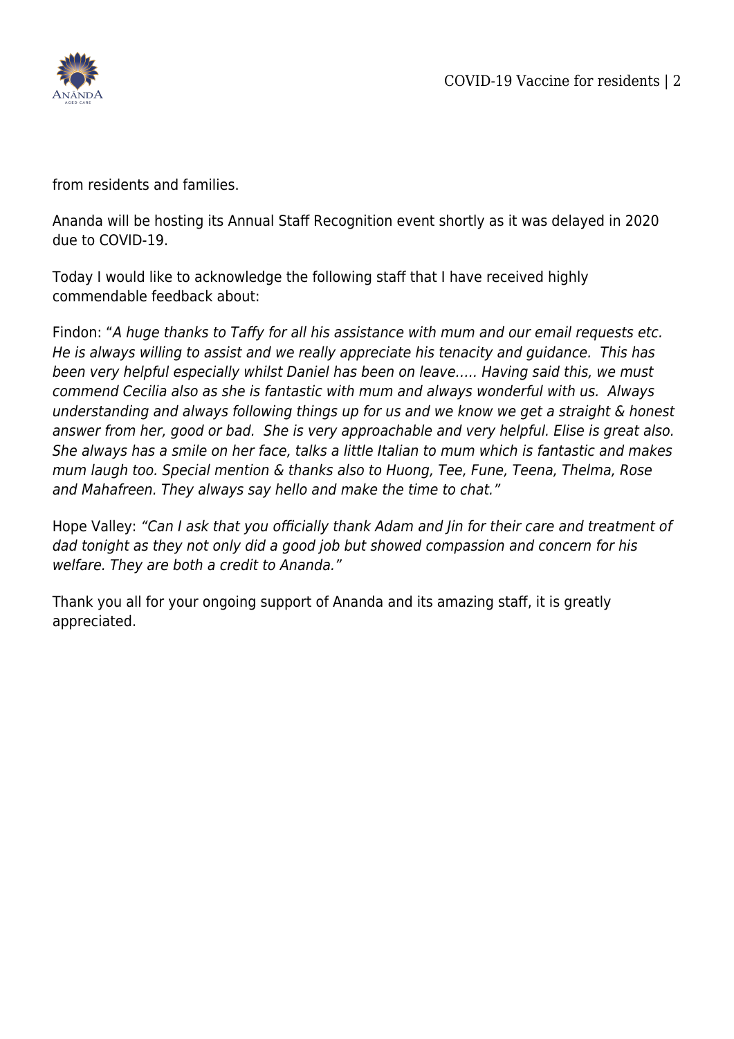from residents and families.

Ananda will be hosting its Annual Staff Recognition event shortly as it was delayed in 2020 due to COVID-19.

Today I would like to acknowledge the following staff that I have received highly commendable feedback about:

Findon: "*A huge thanks to Taffy for all his assistance with mum and our email requests etc. He is always willing to assist and we really appreciate his tenacity and guidance. This has been very helpful especially whilst Daniel has been on leave….. Having said this, we must commend Cecilia also as she is fantastic with mum and always wonderful with us. Always understanding and always following things up for us and we know we get a straight & honest answer from her, good or bad. She is very approachable and very helpful. Elise is great also. She always has a smile on her face, talks a little Italian to mum which is fantastic and makes mum laugh too. Special mention & thanks also to Huong, Tee, Fune, Teena, Thelma, Rose and Mahafreen. They always say hello and make the time to chat.*"

Hope Valley: *"Can I ask that you officially thank Adam and Jin for their care and treatment of dad tonight as they not only did a good job but showed compassion and concern for his welfare. They are both a credit to Ananda."*

Thank you all for your ongoing support of Ananda and its amazing staff, it is greatly appreciated.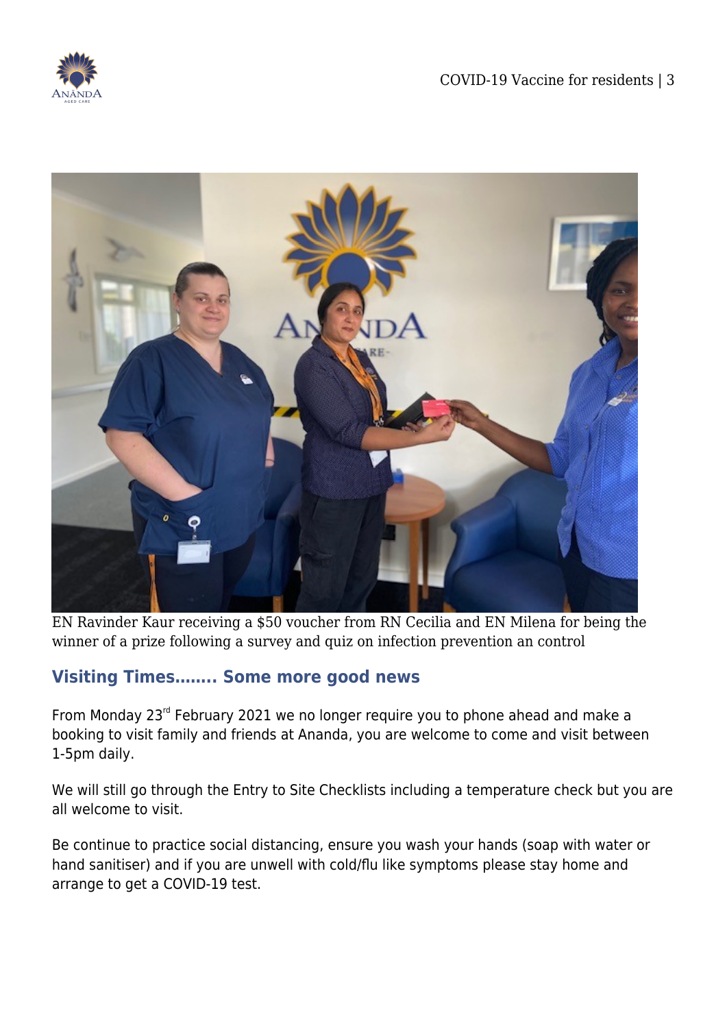EN Ravinder Kaur receiving a $50 voucher from RN Cecilia and EN Milena for being the winner of a prize following a survey and quiz on infection prevention an control

## Visiting Times........ Some more good news

From Monday 23rd February 2021 we no longer require you to phone ahead and make a booking to visit family and friends at Ananda, you are welcome to come and visit between 1-5pm daily.

We will still go through the Entry to Site Checklists including a temperature check but you are all welcome to visit.

Be continue to practice social distancing, ensure you wash your hands (soap with water or hand sanitiser) and if you are unwell with cold/flu like symptoms please stay home and arrange to get a COVID-19 test.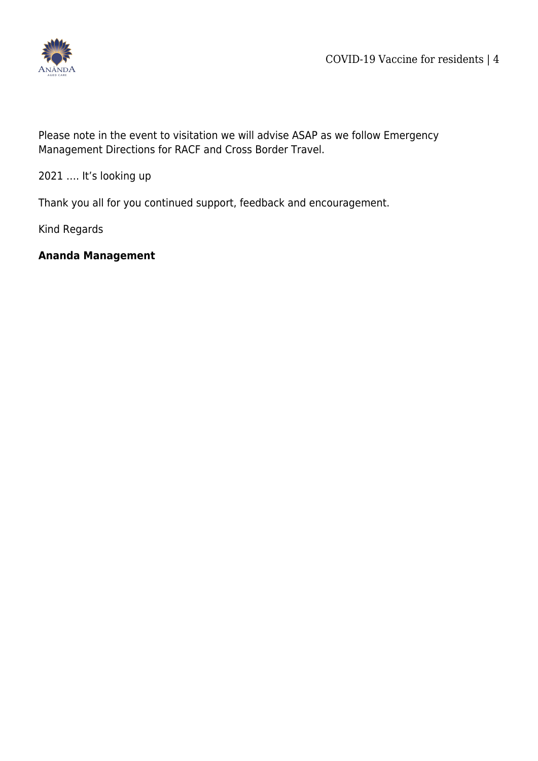Please note in the event to visitation we will advise ASAP as we follow Emergency Management Directions for RACF and Cross Border Travel.

2021 …. It's looking up

Thank you all for you continued support, feedback and encouragement.

Kind Regards

**Ananda Management**